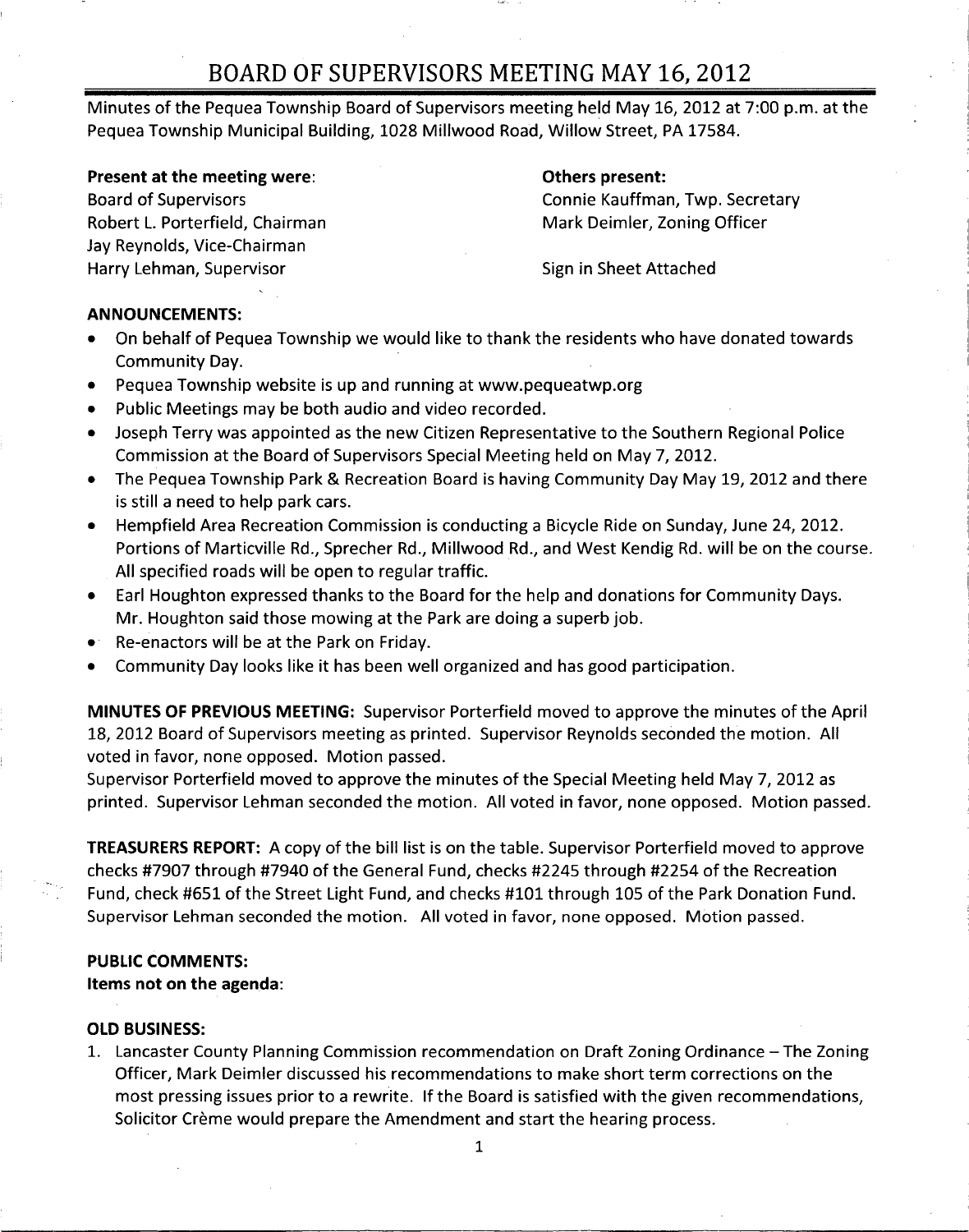# BOARD OF SUPERVISORS MEETING MAY 16, 2012

Minutes of the Pequea Township Board of Supervisors meeting held May 16, 2012 at 7:00 p.m. at the Pequea Township Municipal Building, 1028 Millwood Road, Willow Street, PA 17584.

**Present at the meeting were:**
Board of Supervisors
Robert L. Porterfield, Chairman
Jay Reynolds, Vice-Chairman
Harry Lehman, Supervisor

**Others present:**
Connie Kauffman, Twp. Secretary
Mark Deimler, Zoning Officer

Sign in Sheet Attached

**ANNOUNCEMENTS:**

- On behalf of Pequea Township we would like to thank the residents who have donated towards Community Day.
- Pequea Township website is up and running at www.pequeatwp.org
- Public Meetings may be both audio and video recorded.
- Joseph Terry was appointed as the new Citizen Representative to the Southern Regional Police Commission at the Board of Supervisors Special Meeting held on May 7, 2012.
- The Pequea Township Park & Recreation Board is having Community Day May 19, 2012 and there is still a need to help park cars.
- Hempfield Area Recreation Commission is conducting a Bicycle Ride on Sunday, June 24, 2012. Portions of Marticville Rd., Sprecher Rd., Millwood Rd., and West Kendig Rd. will be on the course. All specified roads will be open to regular traffic.
- Earl Houghton expressed thanks to the Board for the help and donations for Community Days. Mr. Houghton said those mowing at the Park are doing a superb job.
- Re-enactors will be at the Park on Friday.
- Community Day looks like it has been well organized and has good participation.

**MINUTES OF PREVIOUS MEETING:** Supervisor Porterfield moved to approve the minutes of the April 18, 2012 Board of Supervisors meeting as printed. Supervisor Reynolds seconded the motion. All voted in favor, none opposed. Motion passed.
Supervisor Porterfield moved to approve the minutes of the Special Meeting held May 7, 2012 as printed. Supervisor Lehman seconded the motion. All voted in favor, none opposed. Motion passed.

**TREASURERS REPORT:** A copy of the bill list is on the table. Supervisor Porterfield moved to approve checks #7907 through #7940 of the General Fund, checks #2245 through #2254 of the Recreation Fund, check #651 of the Street Light Fund, and checks #101 through 105 of the Park Donation Fund. Supervisor Lehman seconded the motion. All voted in favor, none opposed. Motion passed.

**PUBLIC COMMENTS:**
**Items not on the agenda:**

**OLD BUSINESS:**

1. Lancaster County Planning Commission recommendation on Draft Zoning Ordinance – The Zoning Officer, Mark Deimler discussed his recommendations to make short term corrections on the most pressing issues prior to a rewrite. If the Board is satisfied with the given recommendations, Solicitor Crème would prepare the Amendment and start the hearing process.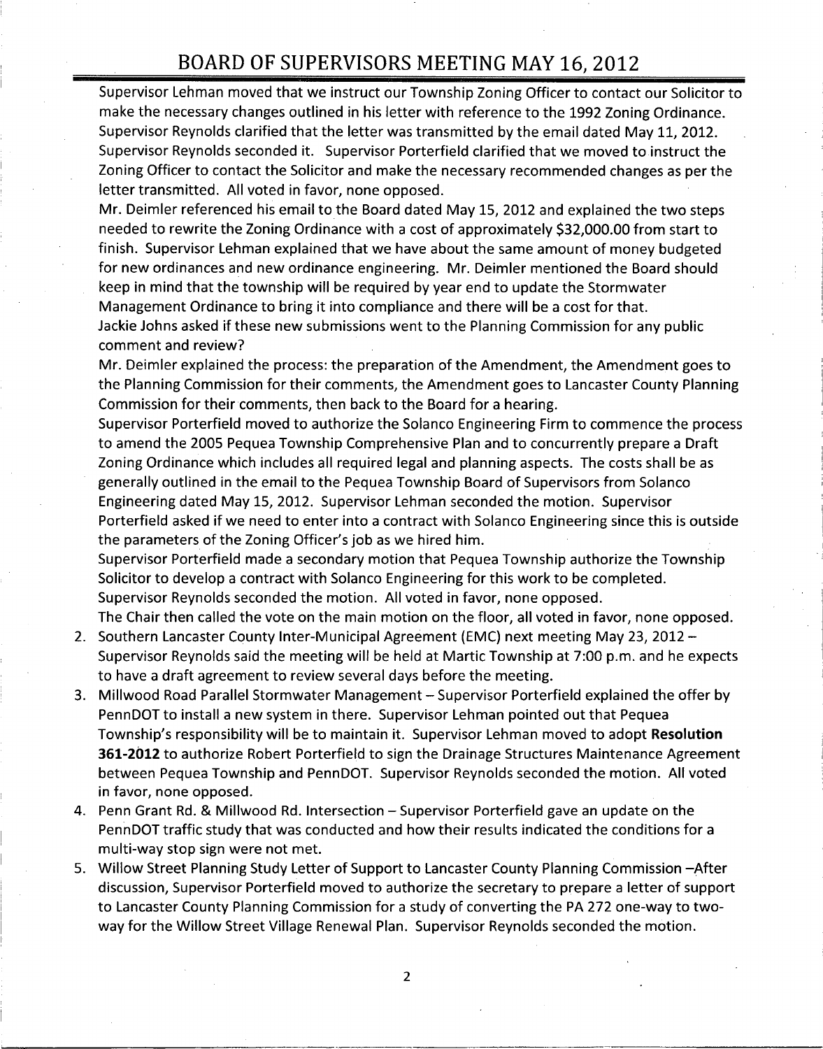Supervisor Lehman moved that we instruct our Township Zoning Officer to contact our Solicitor to make the necessary changes outlined in his letter with reference to the 1992 Zoning Ordinance. Supervisor Reynolds clarified that the letter was transmitted by the email dated May 11, 2012. Supervisor Reynolds seconded it. Supervisor Porterfield clarified that we moved to instruct the Zoning Officer to contact the Solicitor and make the necessary recommended changes as per the letter transmitted. All voted in favor, none opposed.

Mr. Deimler referenced his email to the Board dated May 15, 2012 and explained the two steps needed to rewrite the Zoning Ordinance with a cost of approximately $32,000.00 from start to finish. Supervisor Lehman explained that we have about the same amount of money budgeted for new ordinances and new ordinance engineering. Mr. Deimler mentioned the Board should keep in mind that the township will be required by year end to update the Stormwater Management Ordinance to bring it into compliance and there will be a cost for that.

Jackie Johns asked if these new submissions went to the Planning Commission for any public comment and review?

Mr. Deimler explained the process: the preparation of the Amendment, the Amendment goes to the Planning Commission for their comments, the Amendment goes to Lancaster County Planning Commission for their comments, then back to the Board for a hearing.

Supervisor Porterfield moved to authorize the Solanco Engineering Firm to commence the process to amend the 2005 Pequea Township Comprehensive Plan and to concurrently prepare a Draft Zoning Ordinance which includes all required legal and planning aspects. The costs shall be as generally outlined in the email to the Pequea Township Board of Supervisors from Solanco Engineering dated May 15, 2012. Supervisor Lehman seconded the motion. Supervisor Porterfield asked if we need to enter into a contract with Solanco Engineering since this is outside the parameters of the Zoning Officer's job as we hired him.

Supervisor Porterfield made a secondary motion that Pequea Township authorize the Township Solicitor to develop a contract with Solanco Engineering for this work to be completed. Supervisor Reynolds seconded the motion. All voted in favor, none opposed.

The Chair then called the vote on the main motion on the floor, all voted in favor, none opposed.

2. Southern Lancaster County Inter-Municipal Agreement (EMC) next meeting May 23, 2012 – Supervisor Reynolds said the meeting will be held at Martic Township at 7:00 p.m. and he expects to have a draft agreement to review several days before the meeting.
3. Millwood Road Parallel Stormwater Management – Supervisor Porterfield explained the offer by PennDOT to install a new system in there. Supervisor Lehman pointed out that Pequea Township's responsibility will be to maintain it. Supervisor Lehman moved to adopt **Resolution 361-2012** to authorize Robert Porterfield to sign the Drainage Structures Maintenance Agreement between Pequea Township and PennDOT. Supervisor Reynolds seconded the motion. All voted in favor, none opposed.
4. Penn Grant Rd. & Millwood Rd. Intersection – Supervisor Porterfield gave an update on the PennDOT traffic study that was conducted and how their results indicated the conditions for a multi-way stop sign were not met.
5. Willow Street Planning Study Letter of Support to Lancaster County Planning Commission –After discussion, Supervisor Porterfield moved to authorize the secretary to prepare a letter of support to Lancaster County Planning Commission for a study of converting the PA 272 one-way to two-way for the Willow Street Village Renewal Plan. Supervisor Reynolds seconded the motion.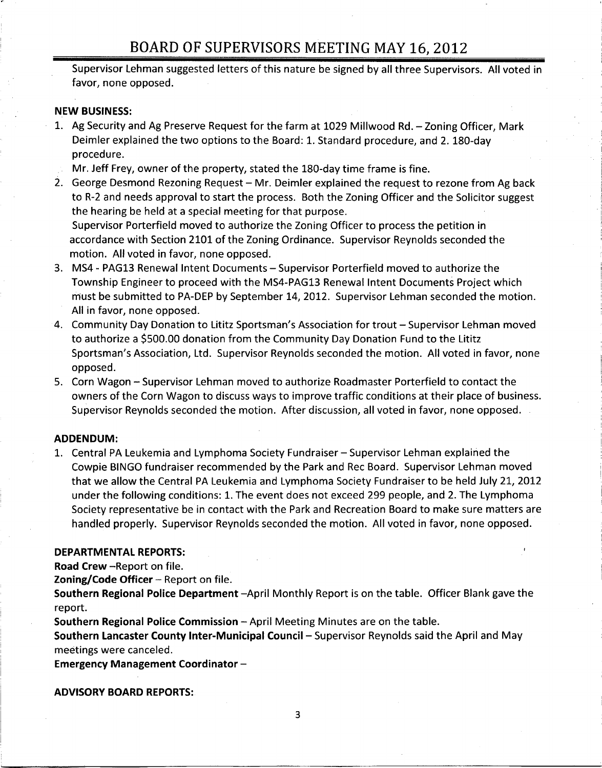Supervisor Lehman suggested letters of this nature be signed by all three Supervisors. All voted in favor, none opposed.

**NEW BUSINESS:**

1. Ag Security and Ag Preserve Request for the farm at 1029 Millwood Rd. – Zoning Officer, Mark Deimler explained the two options to the Board: 1. Standard procedure, and 2. 180-day procedure.
   Mr. Jeff Frey, owner of the property, stated the 180-day time frame is fine.
2. George Desmond Rezoning Request – Mr. Deimler explained the request to rezone from Ag back to R-2 and needs approval to start the process. Both the Zoning Officer and the Solicitor suggest the hearing be held at a special meeting for that purpose.
   Supervisor Porterfield moved to authorize the Zoning Officer to process the petition in accordance with Section 2101 of the Zoning Ordinance. Supervisor Reynolds seconded the motion. All voted in favor, none opposed.
3. MS4 - PAG13 Renewal Intent Documents – Supervisor Porterfield moved to authorize the Township Engineer to proceed with the MS4-PAG13 Renewal Intent Documents Project which must be submitted to PA-DEP by September 14, 2012. Supervisor Lehman seconded the motion. All in favor, none opposed.
4. Community Day Donation to Lititz Sportsman's Association for trout – Supervisor Lehman moved to authorize a $500.00 donation from the Community Day Donation Fund to the Lititz Sportsman's Association, Ltd. Supervisor Reynolds seconded the motion. All voted in favor, none opposed.
5. Corn Wagon – Supervisor Lehman moved to authorize Roadmaster Porterfield to contact the owners of the Corn Wagon to discuss ways to improve traffic conditions at their place of business. Supervisor Reynolds seconded the motion. After discussion, all voted in favor, none opposed.

**ADDENDUM:**

1. Central PA Leukemia and Lymphoma Society Fundraiser – Supervisor Lehman explained the Cowpie BINGO fundraiser recommended by the Park and Rec Board. Supervisor Lehman moved that we allow the Central PA Leukemia and Lymphoma Society Fundraiser to be held July 21, 2012 under the following conditions: 1. The event does not exceed 299 people, and 2. The Lymphoma Society representative be in contact with the Park and Recreation Board to make sure matters are handled properly. Supervisor Reynolds seconded the motion. All voted in favor, none opposed.

**DEPARTMENTAL REPORTS:**

**Road Crew** –Report on file.

**Zoning/Code Officer** – Report on file.

**Southern Regional Police Department** –April Monthly Report is on the table. Officer Blank gave the report.

**Southern Regional Police Commission** – April Meeting Minutes are on the table.

**Southern Lancaster County Inter-Municipal Council** – Supervisor Reynolds said the April and May meetings were canceled.

**Emergency Management Coordinator** –

**ADVISORY BOARD REPORTS:**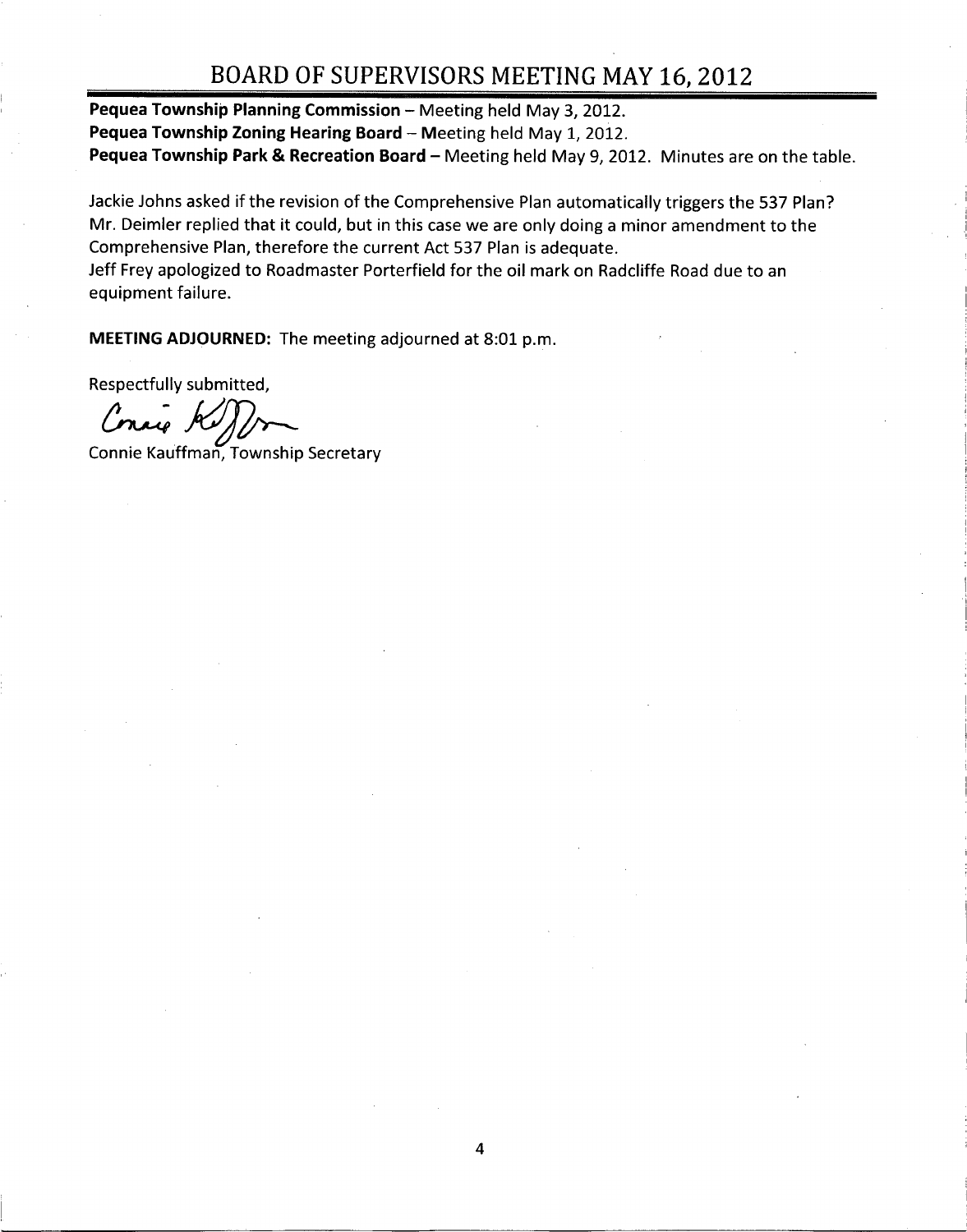**Pequea Township Planning Commission** – Meeting held May 3, 2012.
**Pequea Township Zoning Hearing Board** – Meeting held May 1, 2012.
**Pequea Township Park & Recreation Board** – Meeting held May 9, 2012. Minutes are on the table.

Jackie Johns asked if the revision of the Comprehensive Plan automatically triggers the 537 Plan? Mr. Deimler replied that it could, but in this case we are only doing a minor amendment to the Comprehensive Plan, therefore the current Act 537 Plan is adequate.
Jeff Frey apologized to Roadmaster Porterfield for the oil mark on Radcliffe Road due to an equipment failure.

**MEETING ADJOURNED:** The meeting adjourned at 8:01 p.m.

Respectfully submitted,

Connie Kauffman, Township Secretary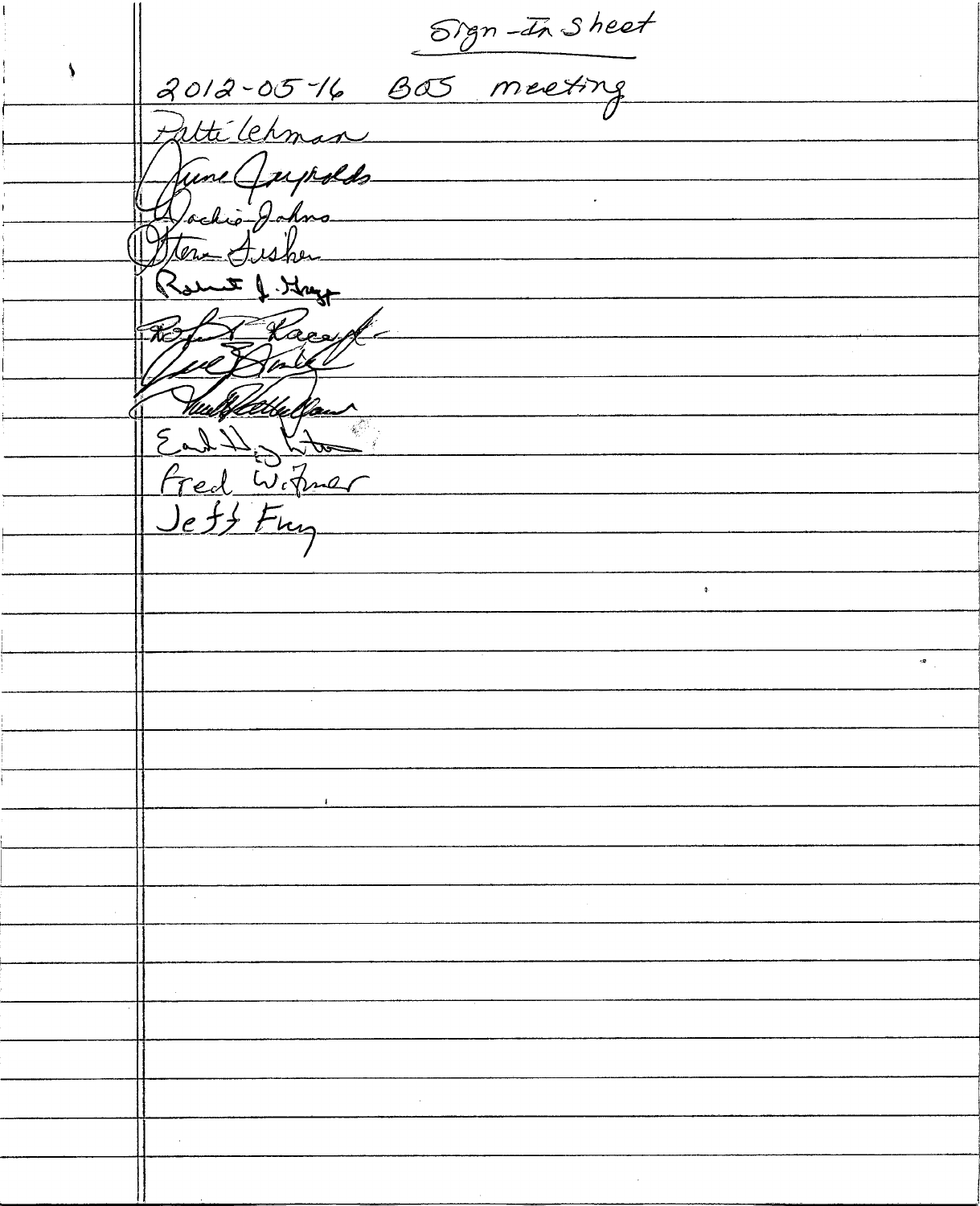# Sign-In Sheet

2012-05-16 BOS meeting

Pattie Lehman

June Reynolds

Jackie Johns

Steve Fisher

Robert J. Gray

Earl H. Hutton

Fred Witmer

Jeff Fry